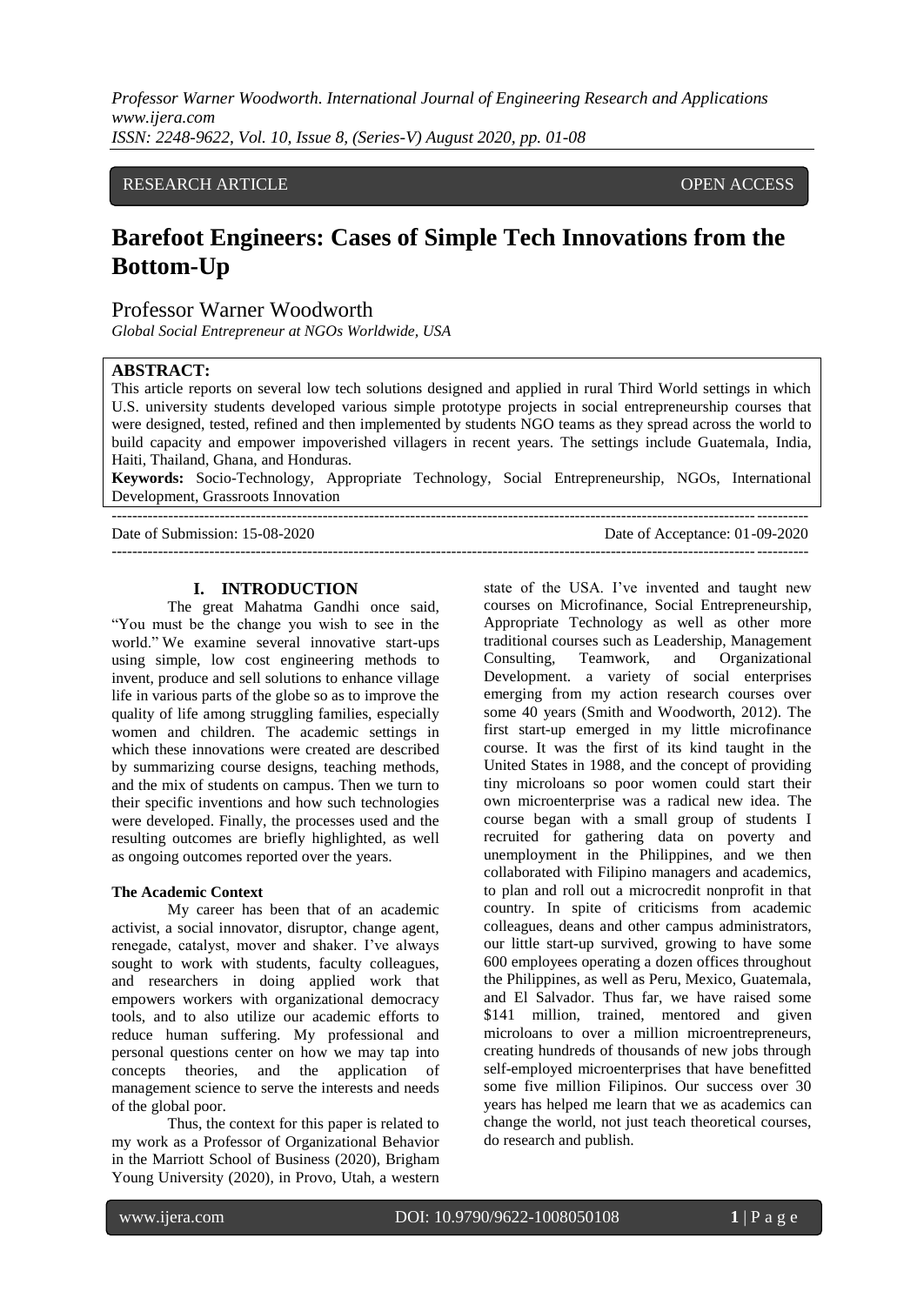RESEARCH ARTICLE OPEN ACCESS

# Barefoot Engineers: Cases of Simple Tech Innovations from the Bottom-Up

Professor Warner Woodworth

*Global Social Entrepreneur at NGOs Worldwide, USA*

**ABSTRACT:**
This article reports on several low tech solutions designed and applied in rural Third World settings in which U.S. university students developed various simple prototype projects in social entrepreneurship courses that were designed, tested, refined and then implemented by students NGO teams as they spread across the world to build capacity and empower impoverished villagers in recent years. The settings include Guatemala, India, Haiti, Thailand, Ghana, and Honduras.

**Keywords:** Socio-Technology, Appropriate Technology, Social Entrepreneurship, NGOs, International Development, Grassroots Innovation

Date of Submission: 15-08-2020 Date of Acceptance: 01-09-2020

## I. INTRODUCTION

The great Mahatma Gandhi once said, "You must be the change you wish to see in the world." We examine several innovative start-ups using simple, low cost engineering methods to invent, produce and sell solutions to enhance village life in various parts of the globe so as to improve the quality of life among struggling families, especially women and children. The academic settings in which these innovations were created are described by summarizing course designs, teaching methods, and the mix of students on campus. Then we turn to their specific inventions and how such technologies were developed. Finally, the processes used and the resulting outcomes are briefly highlighted, as well as ongoing outcomes reported over the years.

### The Academic Context

My career has been that of an academic activist, a social innovator, disruptor, change agent, renegade, catalyst, mover and shaker. I've always sought to work with students, faculty colleagues, and researchers in doing applied work that empowers workers with organizational democracy tools, and to also utilize our academic efforts to reduce human suffering. My professional and personal questions center on how we may tap into concepts theories, and the application of management science to serve the interests and needs of the global poor.

Thus, the context for this paper is related to my work as a Professor of Organizational Behavior in the Marriott School of Business (2020), Brigham Young University (2020), in Provo, Utah, a western state of the USA. I've invented and taught new courses on Microfinance, Social Entrepreneurship, Appropriate Technology as well as other more traditional courses such as Leadership, Management Consulting, Teamwork, and Organizational Development. a variety of social enterprises emerging from my action research courses over some 40 years (Smith and Woodworth, 2012). The first start-up emerged in my little microfinance course. It was the first of its kind taught in the United States in 1988, and the concept of providing tiny microloans so poor women could start their own microenterprise was a radical new idea. The course began with a small group of students I recruited for gathering data on poverty and unemployment in the Philippines, and we then collaborated with Filipino managers and academics, to plan and roll out a microcredit nonprofit in that country. In spite of criticisms from academic colleagues, deans and other campus administrators, our little start-up survived, growing to have some 600 employees operating a dozen offices throughout the Philippines, as well as Peru, Mexico, Guatemala, and El Salvador. Thus far, we have raised some \$141 million, trained, mentored and given microloans to over a million microentrepreneurs, creating hundreds of thousands of new jobs through self-employed microenterprises that have benefitted some five million Filipinos. Our success over 30 years has helped me learn that we as academics can change the world, not just teach theoretical courses, do research and publish.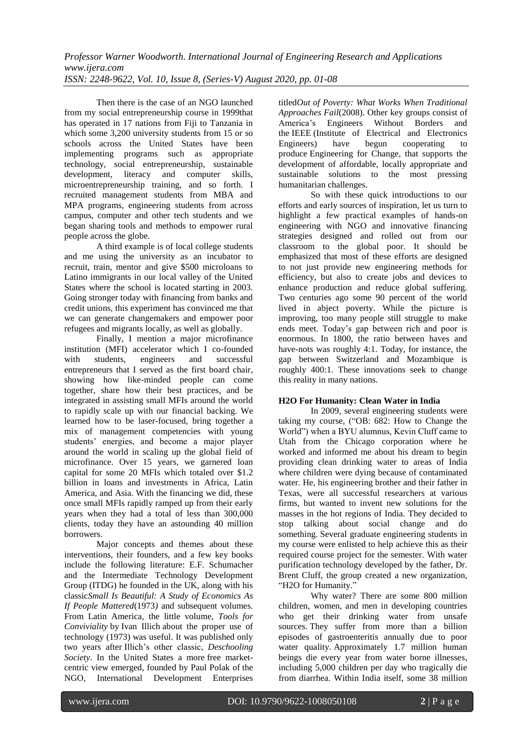Then there is the case of an NGO launched from my social entrepreneurship course in 1999that has operated in 17 nations from Fiji to Tanzania in which some 3,200 university students from 15 or so schools across the United States have been implementing programs such as appropriate technology, social entrepreneurship, sustainable development, literacy and computer skills, microentrepreneurship training, and so forth. I recruited management students from MBA and MPA programs, engineering students from across campus, computer and other tech students and we began sharing tools and methods to empower rural people across the globe.

A third example is of local college students and me using the university as an incubator to recruit, train, mentor and give $500 microloans to Latino immigrants in our local valley of the United States where the school is located starting in 2003. Going stronger today with financing from banks and credit unions, this experiment has convinced me that we can generate changemakers and empower poor refugees and migrants locally, as well as globally.

Finally, I mention a major microfinance institution (MFI) accelerator which I co-founded with students, engineers and successful entrepreneurs that I served as the first board chair, showing how like-minded people can come together, share how their best practices, and be integrated in assisting small MFIs around the world to rapidly scale up with our financial backing. We learned how to be laser-focused, bring together a mix of management competencies with young students' energies, and become a major player around the world in scaling up the global field of microfinance. Over 15 years, we garnered loan capital for some 20 MFIs which totaled over $1.2 billion in loans and investments in Africa, Latin America, and Asia. With the financing we did, these once small MFIs rapidly ramped up from their early years when they had a total of less than 300,000 clients, today they have an astounding 40 million borrowers.

Major concepts and themes about these interventions, their founders, and a few key books include the following literature: E.F. Schumacher and the Intermediate Technology Development Group (ITDG) he founded in the UK, along with his classic*Small Is Beautiful: A Study of Economics As If People Mattered*(1973) and subsequent volumes. From Latin America, the little volume, *Tools for Conviviality* by Ivan Illich about the proper use of technology (1973) was useful. It was published only two years after Illich's other classic, *Deschooling Society*. In the United States a more free market-centric view emerged, founded by Paul Polak of the NGO, International Development Enterprises titled*Out of Poverty: What Works When Traditional Approaches Fail*(2008). Other key groups consist of America's Engineers Without Borders and the IEEE (Institute of Electrical and Electronics Engineers) have begun cooperating to produce Engineering for Change, that supports the development of affordable, locally appropriate and sustainable solutions to the most pressing humanitarian challenges.

So with these quick introductions to our efforts and early sources of inspiration, let us turn to highlight a few practical examples of hands-on engineering with NGO and innovative financing strategies designed and rolled out from our classroom to the global poor. It should be emphasized that most of these efforts are designed to not just provide new engineering methods for efficiency, but also to create jobs and devices to enhance production and reduce global suffering. Two centuries ago some 90 percent of the world lived in abject poverty. While the picture is improving, too many people still struggle to make ends meet. Today's gap between rich and poor is enormous. In 1800, the ratio between haves and have-nots was roughly 4:1. Today, for instance, the gap between Switzerland and Mozambique is roughly 400:1. These innovations seek to change this reality in many nations.

## H2O For Humanity: Clean Water in India

In 2009, several engineering students were taking my course, ("OB: 682: How to Change the World") when a BYU alumnus, Kevin Cluff came to Utah from the Chicago corporation where he worked and informed me about his dream to begin providing clean drinking water to areas of India where children were dying because of contaminated water. He, his engineering brother and their father in Texas, were all successful researchers at various firms, but wanted to invent new solutions for the masses in the hot regions of India. They decided to stop talking about social change and do something. Several graduate engineering students in my course were enlisted to help achieve this as their required course project for the semester. With water purification technology developed by the father, Dr. Brent Cluff, the group created a new organization, "H2O for Humanity."

Why water? There are some 800 million children, women, and men in developing countries who get their drinking water from unsafe sources. They suffer from more than a billion episodes of gastroenteritis annually due to poor water quality. Approximately 1.7 million human beings die every year from water borne illnesses, including 5,000 children per day who tragically die from diarrhea. Within India itself, some 38 million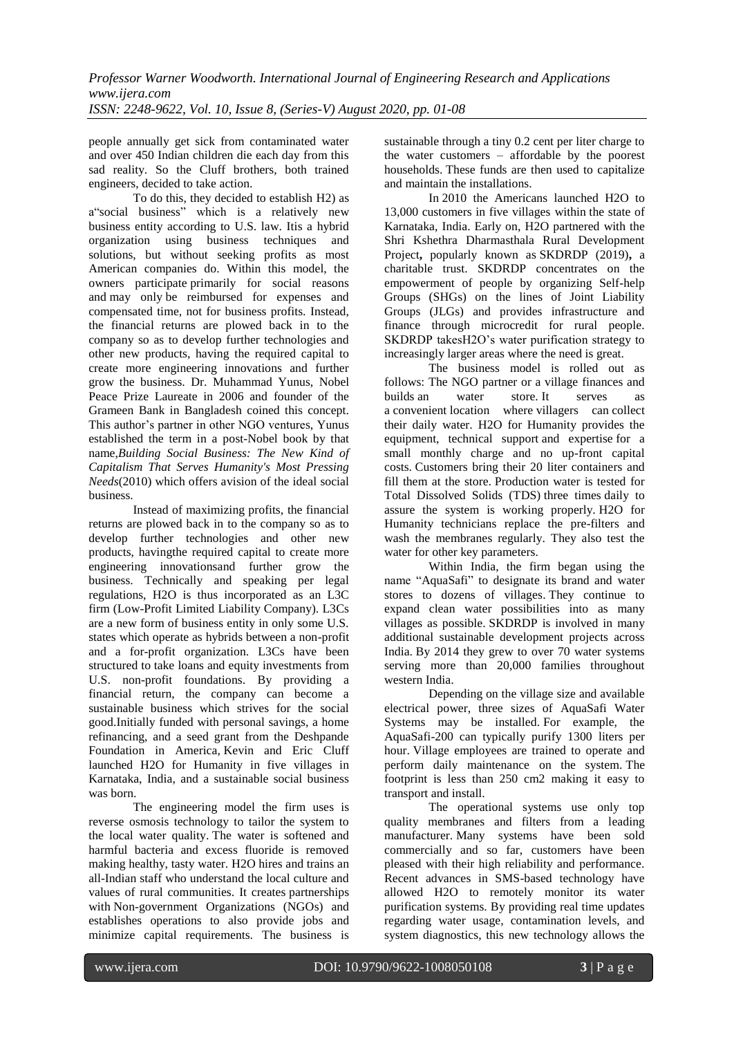people annually get sick from contaminated water and over 450 Indian children die each day from this sad reality. So the Cluff brothers, both trained engineers, decided to take action.

To do this, they decided to establish H2) as a"social business" which is a relatively new business entity according to U.S. law. Itis a hybrid organization using business techniques and solutions, but without seeking profits as most American companies do. Within this model, the owners participate primarily for social reasons and may only be reimbursed for expenses and compensated time, not for business profits. Instead, the financial returns are plowed back in to the company so as to develop further technologies and other new products, having the required capital to create more engineering innovations and further grow the business. Dr. Muhammad Yunus, Nobel Peace Prize Laureate in 2006 and founder of the Grameen Bank in Bangladesh coined this concept. This author's partner in other NGO ventures, Yunus established the term in a post-Nobel book by that name,*Building Social Business: The New Kind of Capitalism That Serves Humanity's Most Pressing Needs*(2010) which offers avision of the ideal social business.

Instead of maximizing profits, the financial returns are plowed back in to the company so as to develop further technologies and other new products, havingthe required capital to create more engineering innovationsand further grow the business. Technically and speaking per legal regulations, H2O is thus incorporated as an L3C firm (Low-Profit Limited Liability Company). L3Cs are a new form of business entity in only some U.S. states which operate as hybrids between a non-profit and a for-profit organization. L3Cs have been structured to take loans and equity investments from U.S. non-profit foundations. By providing a financial return, the company can become a sustainable business which strives for the social good.Initially funded with personal savings, a home refinancing, and a seed grant from the Deshpande Foundation in America, Kevin and Eric Cluff launched H2O for Humanity in five villages in Karnataka, India, and a sustainable social business was born.

The engineering model the firm uses is reverse osmosis technology to tailor the system to the local water quality. The water is softened and harmful bacteria and excess fluoride is removed making healthy, tasty water. H2O hires and trains an all-Indian staff who understand the local culture and values of rural communities. It creates partnerships with Non-government Organizations (NGOs) and establishes operations to also provide jobs and minimize capital requirements. The business is sustainable through a tiny 0.2 cent per liter charge to the water customers – affordable by the poorest households. These funds are then used to capitalize and maintain the installations.

In 2010 the Americans launched H2O to 13,000 customers in five villages within the state of Karnataka, India. Early on, H2O partnered with the Shri Kshethra Dharmasthala Rural Development Project**,** popularly known as SKDRDP (2019)**,** a charitable trust. SKDRDP concentrates on the empowerment of people by organizing Self-help Groups (SHGs) on the lines of Joint Liability Groups (JLGs) and provides infrastructure and finance through microcredit for rural people. SKDRDP takesH2O's water purification strategy to increasingly larger areas where the need is great.

The business model is rolled out as follows: The NGO partner or a village finances and builds an water store. It serves as a convenient location where villagers can collect their daily water. H2O for Humanity provides the equipment, technical support and expertise for a small monthly charge and no up-front capital costs. Customers bring their 20 liter containers and fill them at the store. Production water is tested for Total Dissolved Solids (TDS) three times daily to assure the system is working properly. H2O for Humanity technicians replace the pre-filters and wash the membranes regularly. They also test the water for other key parameters.

Within India, the firm began using the name "AquaSafi" to designate its brand and water stores to dozens of villages. They continue to expand clean water possibilities into as many villages as possible. SKDRDP is involved in many additional sustainable development projects across India. By 2014 they grew to over 70 water systems serving more than 20,000 families throughout western India.

Depending on the village size and available electrical power, three sizes of AquaSafi Water Systems may be installed. For example, the AquaSafi-200 can typically purify 1300 liters per hour. Village employees are trained to operate and perform daily maintenance on the system. The footprint is less than 250 cm2 making it easy to transport and install.

The operational systems use only top quality membranes and filters from a leading manufacturer. Many systems have been sold commercially and so far, customers have been pleased with their high reliability and performance. Recent advances in SMS-based technology have allowed H2O to remotely monitor its water purification systems. By providing real time updates regarding water usage, contamination levels, and system diagnostics, this new technology allows the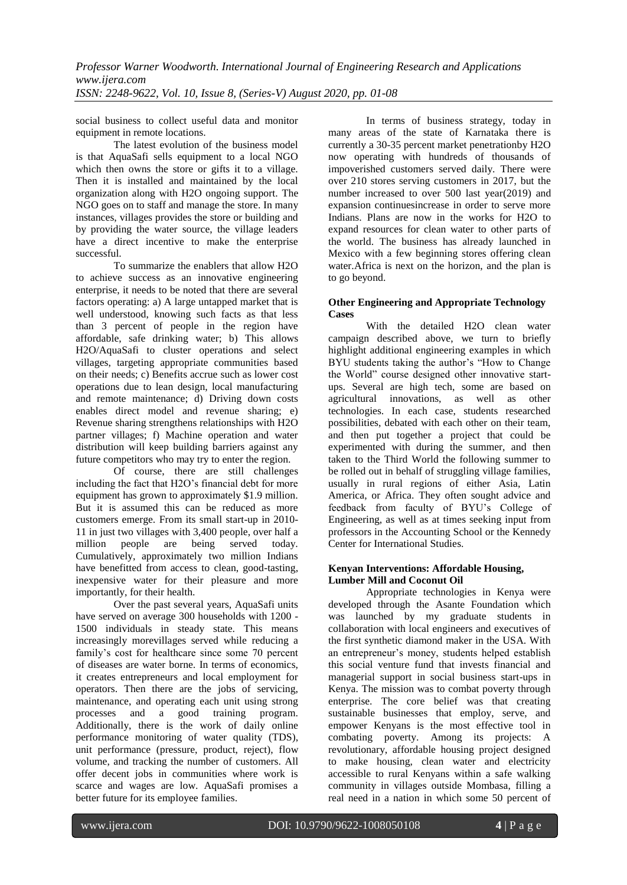social business to collect useful data and monitor equipment in remote locations.

The latest evolution of the business model is that AquaSafi sells equipment to a local NGO which then owns the store or gifts it to a village. Then it is installed and maintained by the local organization along with H2O ongoing support. The NGO goes on to staff and manage the store. In many instances, villages provides the store or building and by providing the water source, the village leaders have a direct incentive to make the enterprise successful.

To summarize the enablers that allow H2O to achieve success as an innovative engineering enterprise, it needs to be noted that there are several factors operating: a) A large untapped market that is well understood, knowing such facts as that less than 3 percent of people in the region have affordable, safe drinking water; b) This allows H2O/AquaSafi to cluster operations and select villages, targeting appropriate communities based on their needs; c) Benefits accrue such as lower cost operations due to lean design, local manufacturing and remote maintenance; d) Driving down costs enables direct model and revenue sharing; e) Revenue sharing strengthens relationships with H2O partner villages; f) Machine operation and water distribution will keep building barriers against any future competitors who may try to enter the region.

Of course, there are still challenges including the fact that H2O's financial debt for more equipment has grown to approximately $1.9 million. But it is assumed this can be reduced as more customers emerge. From its small start-up in 2010-11 in just two villages with 3,400 people, over half a million people are being served today. Cumulatively, approximately two million Indians have benefitted from access to clean, good-tasting, inexpensive water for their pleasure and more importantly, for their health.

Over the past several years, AquaSafi units have served on average 300 households with 1200 - 1500 individuals in steady state. This means increasingly morevillages served while reducing a family's cost for healthcare since some 70 percent of diseases are water borne. In terms of economics, it creates entrepreneurs and local employment for operators. Then there are the jobs of servicing, maintenance, and operating each unit using strong processes and a good training program. Additionally, there is the work of daily online performance monitoring of water quality (TDS), unit performance (pressure, product, reject), flow volume, and tracking the number of customers. All offer decent jobs in communities where work is scarce and wages are low. AquaSafi promises a better future for its employee families.

In terms of business strategy, today in many areas of the state of Karnataka there is currently a 30-35 percent market penetrationby H2O now operating with hundreds of thousands of impoverished customers served daily. There were over 210 stores serving customers in 2017, but the number increased to over 500 last year(2019) and expansion continuesincrease in order to serve more Indians. Plans are now in the works for H2O to expand resources for clean water to other parts of the world. The business has already launched in Mexico with a few beginning stores offering clean water.Africa is next on the horizon, and the plan is to go beyond.

### Other Engineering and Appropriate Technology Cases

With the detailed H2O clean water campaign described above, we turn to briefly highlight additional engineering examples in which BYU students taking the author's "How to Change the World" course designed other innovative start-ups. Several are high tech, some are based on agricultural innovations, as well as other technologies. In each case, students researched possibilities, debated with each other on their team, and then put together a project that could be experimented with during the summer, and then taken to the Third World the following summer to be rolled out in behalf of struggling village families, usually in rural regions of either Asia, Latin America, or Africa. They often sought advice and feedback from faculty of BYU's College of Engineering, as well as at times seeking input from professors in the Accounting School or the Kennedy Center for International Studies.

### Kenyan Interventions: Affordable Housing, Lumber Mill and Coconut Oil

Appropriate technologies in Kenya were developed through the Asante Foundation which was launched by my graduate students in collaboration with local engineers and executives of the first synthetic diamond maker in the USA. With an entrepreneur's money, students helped establish this social venture fund that invests financial and managerial support in social business start-ups in Kenya. The mission was to combat poverty through enterprise. The core belief was that creating sustainable businesses that employ, serve, and empower Kenyans is the most effective tool in combating poverty. Among its projects: A revolutionary, affordable housing project designed to make housing, clean water and electricity accessible to rural Kenyans within a safe walking community in villages outside Mombasa, filling a real need in a nation in which some 50 percent of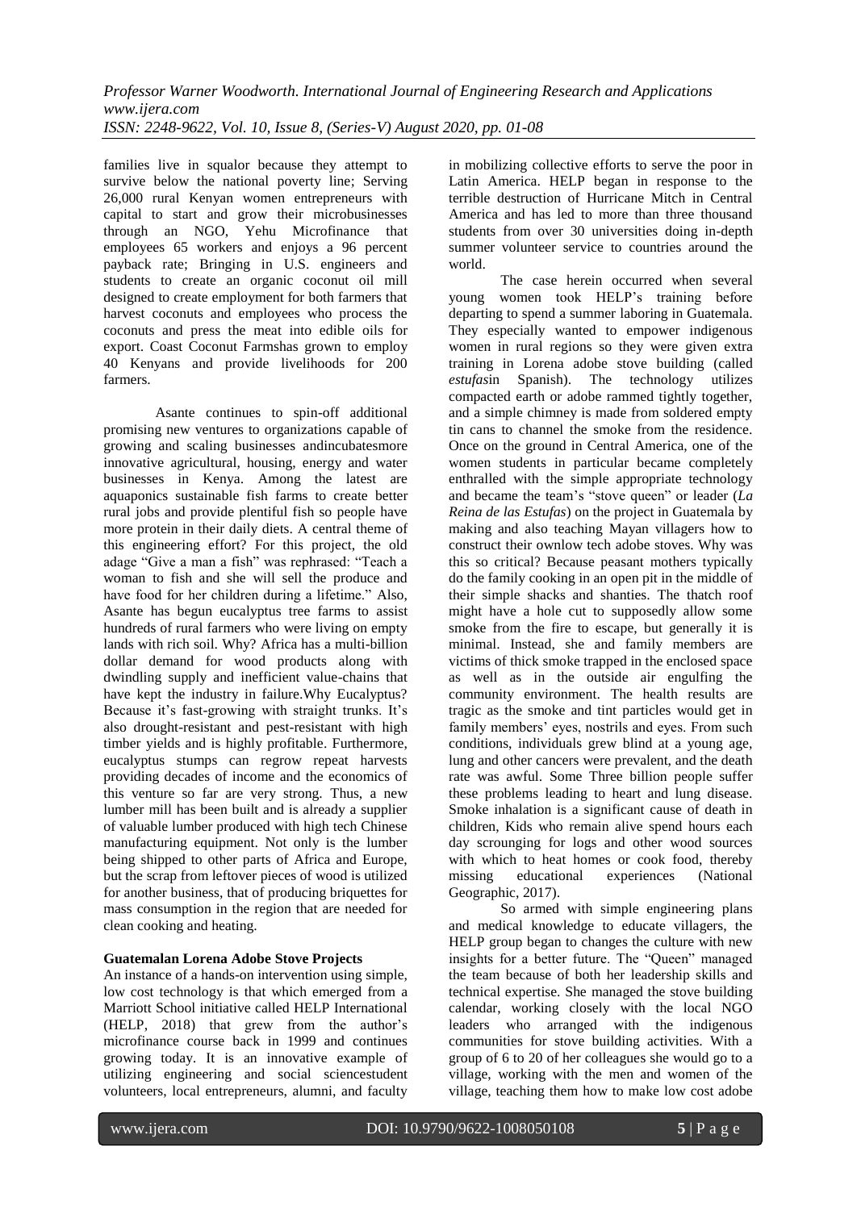families live in squalor because they attempt to survive below the national poverty line; Serving 26,000 rural Kenyan women entrepreneurs with capital to start and grow their microbusinesses through an NGO, Yehu Microfinance that employees 65 workers and enjoys a 96 percent payback rate; Bringing in U.S. engineers and students to create an organic coconut oil mill designed to create employment for both farmers that harvest coconuts and employees who process the coconuts and press the meat into edible oils for export. Coast Coconut Farmshas grown to employ 40 Kenyans and provide livelihoods for 200 farmers.

Asante continues to spin-off additional promising new ventures to organizations capable of growing and scaling businesses andincubatesmore innovative agricultural, housing, energy and water businesses in Kenya. Among the latest are aquaponics sustainable fish farms to create better rural jobs and provide plentiful fish so people have more protein in their daily diets. A central theme of this engineering effort? For this project, the old adage "Give a man a fish" was rephrased: "Teach a woman to fish and she will sell the produce and have food for her children during a lifetime." Also, Asante has begun eucalyptus tree farms to assist hundreds of rural farmers who were living on empty lands with rich soil. Why? Africa has a multi-billion dollar demand for wood products along with dwindling supply and inefficient value-chains that have kept the industry in failure.Why Eucalyptus? Because it's fast-growing with straight trunks. It's also drought-resistant and pest-resistant with high timber yields and is highly profitable. Furthermore, eucalyptus stumps can regrow repeat harvests providing decades of income and the economics of this venture so far are very strong. Thus, a new lumber mill has been built and is already a supplier of valuable lumber produced with high tech Chinese manufacturing equipment. Not only is the lumber being shipped to other parts of Africa and Europe, but the scrap from leftover pieces of wood is utilized for another business, that of producing briquettes for mass consumption in the region that are needed for clean cooking and heating.

**Guatemalan Lorena Adobe Stove Projects**

An instance of a hands-on intervention using simple, low cost technology is that which emerged from a Marriott School initiative called HELP International (HELP, 2018) that grew from the author's microfinance course back in 1999 and continues growing today. It is an innovative example of utilizing engineering and social sciencestudent volunteers, local entrepreneurs, alumni, and faculty in mobilizing collective efforts to serve the poor in Latin America. HELP began in response to the terrible destruction of Hurricane Mitch in Central America and has led to more than three thousand students from over 30 universities doing in-depth summer volunteer service to countries around the world.

The case herein occurred when several young women took HELP's training before departing to spend a summer laboring in Guatemala. They especially wanted to empower indigenous women in rural regions so they were given extra training in Lorena adobe stove building (called *estufas*in Spanish). The technology utilizes compacted earth or adobe rammed tightly together, and a simple chimney is made from soldered empty tin cans to channel the smoke from the residence. Once on the ground in Central America, one of the women students in particular became completely enthralled with the simple appropriate technology and became the team's "stove queen" or leader (*La Reina de las Estufas*) on the project in Guatemala by making and also teaching Mayan villagers how to construct their ownlow tech adobe stoves. Why was this so critical? Because peasant mothers typically do the family cooking in an open pit in the middle of their simple shacks and shanties. The thatch roof might have a hole cut to supposedly allow some smoke from the fire to escape, but generally it is minimal. Instead, she and family members are victims of thick smoke trapped in the enclosed space as well as in the outside air engulfing the community environment. The health results are tragic as the smoke and tint particles would get in family members' eyes, nostrils and eyes. From such conditions, individuals grew blind at a young age, lung and other cancers were prevalent, and the death rate was awful. Some Three billion people suffer these problems leading to heart and lung disease. Smoke inhalation is a significant cause of death in children, Kids who remain alive spend hours each day scrounging for logs and other wood sources with which to heat homes or cook food, thereby missing educational experiences (National Geographic, 2017).

So armed with simple engineering plans and medical knowledge to educate villagers, the HELP group began to changes the culture with new insights for a better future. The "Queen" managed the team because of both her leadership skills and technical expertise. She managed the stove building calendar, working closely with the local NGO leaders who arranged with the indigenous communities for stove building activities. With a group of 6 to 20 of her colleagues she would go to a village, working with the men and women of the village, teaching them how to make low cost adobe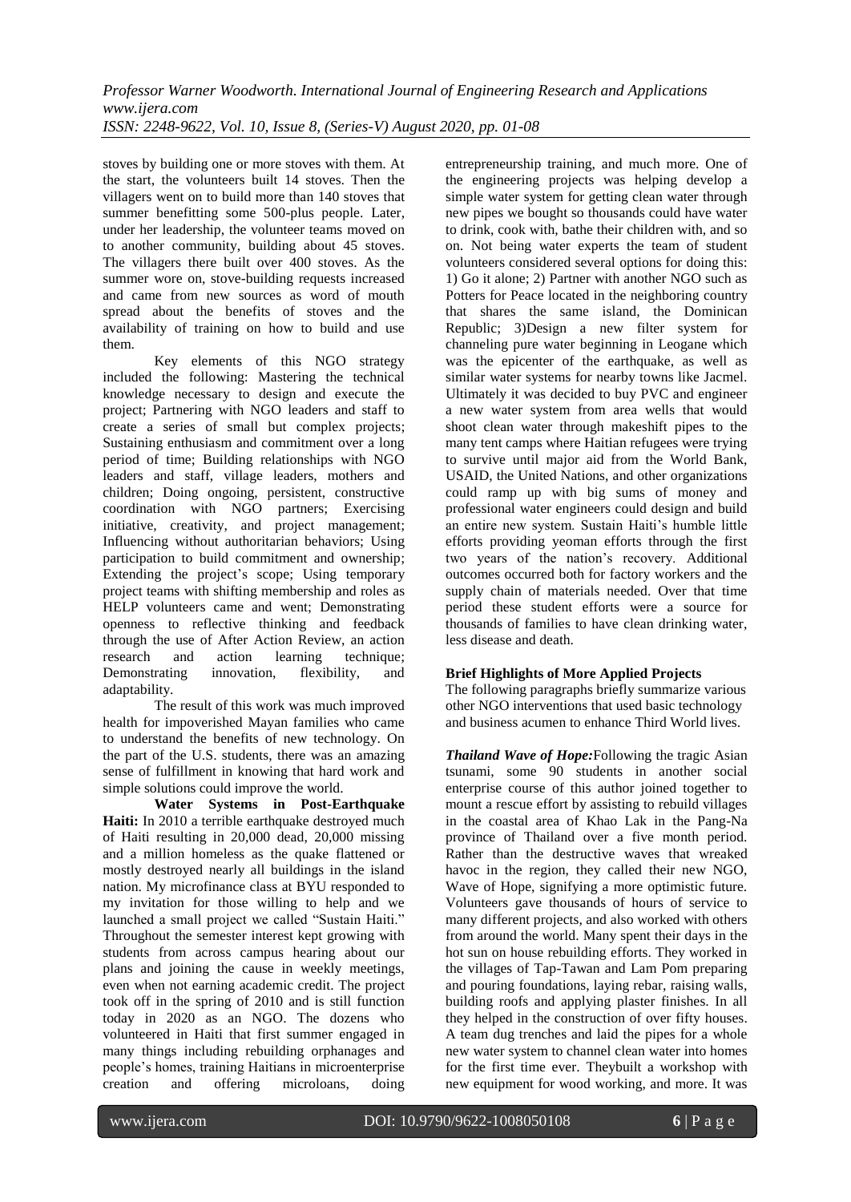stoves by building one or more stoves with them. At the start, the volunteers built 14 stoves. Then the villagers went on to build more than 140 stoves that summer benefitting some 500-plus people. Later, under her leadership, the volunteer teams moved on to another community, building about 45 stoves. The villagers there built over 400 stoves. As the summer wore on, stove-building requests increased and came from new sources as word of mouth spread about the benefits of stoves and the availability of training on how to build and use them.

Key elements of this NGO strategy included the following: Mastering the technical knowledge necessary to design and execute the project; Partnering with NGO leaders and staff to create a series of small but complex projects; Sustaining enthusiasm and commitment over a long period of time; Building relationships with NGO leaders and staff, village leaders, mothers and children; Doing ongoing, persistent, constructive coordination with NGO partners; Exercising initiative, creativity, and project management; Influencing without authoritarian behaviors; Using participation to build commitment and ownership; Extending the project's scope; Using temporary project teams with shifting membership and roles as HELP volunteers came and went; Demonstrating openness to reflective thinking and feedback through the use of After Action Review, an action research and action learning technique; Demonstrating innovation, flexibility, and adaptability.

The result of this work was much improved health for impoverished Mayan families who came to understand the benefits of new technology. On the part of the U.S. students, there was an amazing sense of fulfillment in knowing that hard work and simple solutions could improve the world.

**Water Systems in Post-Earthquake Haiti:** In 2010 a terrible earthquake destroyed much of Haiti resulting in 20,000 dead, 20,000 missing and a million homeless as the quake flattened or mostly destroyed nearly all buildings in the island nation. My microfinance class at BYU responded to my invitation for those willing to help and we launched a small project we called "Sustain Haiti." Throughout the semester interest kept growing with students from across campus hearing about our plans and joining the cause in weekly meetings, even when not earning academic credit. The project took off in the spring of 2010 and is still function today in 2020 as an NGO. The dozens who volunteered in Haiti that first summer engaged in many things including rebuilding orphanages and people's homes, training Haitians in microenterprise creation and offering microloans, doing entrepreneurship training, and much more. One of the engineering projects was helping develop a simple water system for getting clean water through new pipes we bought so thousands could have water to drink, cook with, bathe their children with, and so on. Not being water experts the team of student volunteers considered several options for doing this: 1) Go it alone; 2) Partner with another NGO such as Potters for Peace located in the neighboring country that shares the same island, the Dominican Republic; 3)Design a new filter system for channeling pure water beginning in Leogane which was the epicenter of the earthquake, as well as similar water systems for nearby towns like Jacmel. Ultimately it was decided to buy PVC and engineer a new water system from area wells that would shoot clean water through makeshift pipes to the many tent camps where Haitian refugees were trying to survive until major aid from the World Bank, USAID, the United Nations, and other organizations could ramp up with big sums of money and professional water engineers could design and build an entire new system. Sustain Haiti's humble little efforts providing yeoman efforts through the first two years of the nation's recovery. Additional outcomes occurred both for factory workers and the supply chain of materials needed. Over that time period these student efforts were a source for thousands of families to have clean drinking water, less disease and death.

**Brief Highlights of More Applied Projects**

The following paragraphs briefly summarize various other NGO interventions that used basic technology and business acumen to enhance Third World lives.

***Thailand Wave of Hope:***Following the tragic Asian tsunami, some 90 students in another social enterprise course of this author joined together to mount a rescue effort by assisting to rebuild villages in the coastal area of Khao Lak in the Pang-Na province of Thailand over a five month period. Rather than the destructive waves that wreaked havoc in the region, they called their new NGO, Wave of Hope, signifying a more optimistic future. Volunteers gave thousands of hours of service to many different projects, and also worked with others from around the world. Many spent their days in the hot sun on house rebuilding efforts. They worked in the villages of Tap-Tawan and Lam Pom preparing and pouring foundations, laying rebar, raising walls, building roofs and applying plaster finishes. In all they helped in the construction of over fifty houses. A team dug trenches and laid the pipes for a whole new water system to channel clean water into homes for the first time ever. Theybuilt a workshop with new equipment for wood working, and more. It was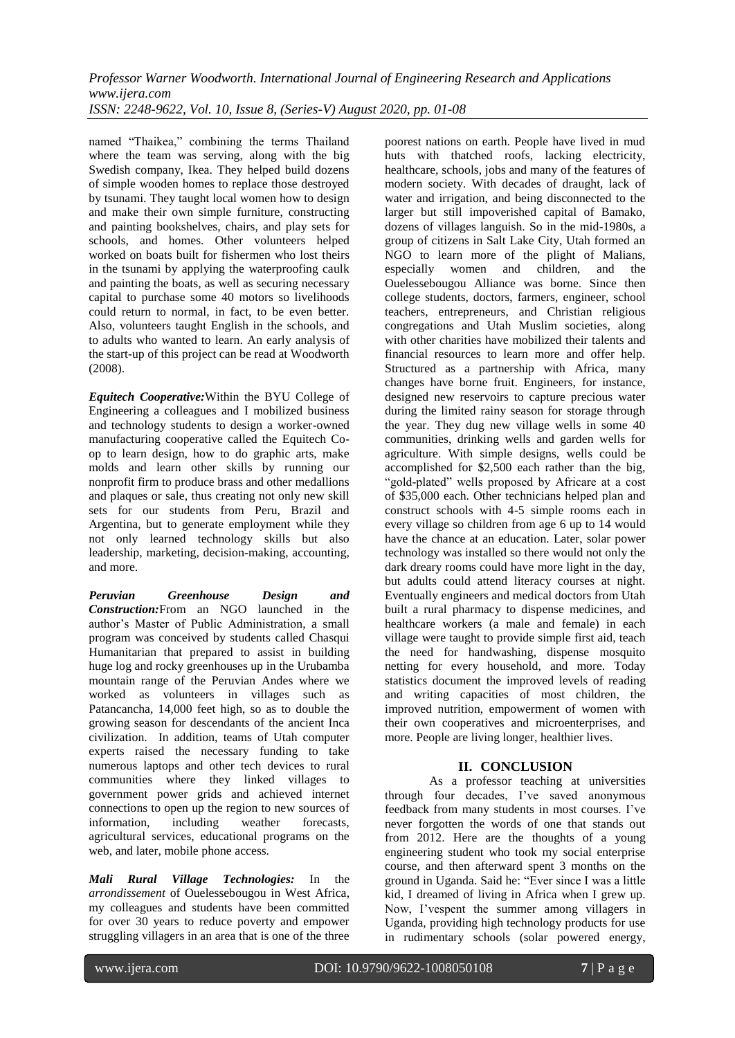named "Thaikea," combining the terms Thailand where the team was serving, along with the big Swedish company, Ikea. They helped build dozens of simple wooden homes to replace those destroyed by tsunami. They taught local women how to design and make their own simple furniture, constructing and painting bookshelves, chairs, and play sets for schools, and homes. Other volunteers helped worked on boats built for fishermen who lost theirs in the tsunami by applying the waterproofing caulk and painting the boats, as well as securing necessary capital to purchase some 40 motors so livelihoods could return to normal, in fact, to be even better. Also, volunteers taught English in the schools, and to adults who wanted to learn. An early analysis of the start-up of this project can be read at Woodworth (2008).

***Equitech Cooperative:*** Within the BYU College of Engineering a colleagues and I mobilized business and technology students to design a worker-owned manufacturing cooperative called the Equitech Co-op to learn design, how to do graphic arts, make molds and learn other skills by running our nonprofit firm to produce brass and other medallions and plaques or sale, thus creating not only new skill sets for our students from Peru, Brazil and Argentina, but to generate employment while they not only learned technology skills but also leadership, marketing, decision-making, accounting, and more.

***Peruvian Greenhouse Design and Construction:*** From an NGO launched in the author's Master of Public Administration, a small program was conceived by students called Chasqui Humanitarian that prepared to assist in building huge log and rocky greenhouses up in the Urubamba mountain range of the Peruvian Andes where we worked as volunteers in villages such as Patancancha, 14,000 feet high, so as to double the growing season for descendants of the ancient Inca civilization. In addition, teams of Utah computer experts raised the necessary funding to take numerous laptops and other tech devices to rural communities where they linked villages to government power grids and achieved internet connections to open up the region to new sources of information, including weather forecasts, agricultural services, educational programs on the web, and later, mobile phone access.

***Mali Rural Village Technologies:*** In the *arrondissement* of Ouelessebougou in West Africa, my colleagues and students have been committed for over 30 years to reduce poverty and empower struggling villagers in an area that is one of the three poorest nations on earth. People have lived in mud huts with thatched roofs, lacking electricity, healthcare, schools, jobs and many of the features of modern society. With decades of draught, lack of water and irrigation, and being disconnected to the larger but still impoverished capital of Bamako, dozens of villages languish. So in the mid-1980s, a group of citizens in Salt Lake City, Utah formed an NGO to learn more of the plight of Malians, especially women and children, and the Ouelessebougou Alliance was borne. Since then college students, doctors, farmers, engineer, school teachers, entrepreneurs, and Christian religious congregations and Utah Muslim societies, along with other charities have mobilized their talents and financial resources to learn more and offer help. Structured as a partnership with Africa, many changes have borne fruit. Engineers, for instance, designed new reservoirs to capture precious water during the limited rainy season for storage through the year. They dug new village wells in some 40 communities, drinking wells and garden wells for agriculture. With simple designs, wells could be accomplished for $2,500 each rather than the big, "gold-plated" wells proposed by Africare at a cost of $35,000 each. Other technicians helped plan and construct schools with 4-5 simple rooms each in every village so children from age 6 up to 14 would have the chance at an education. Later, solar power technology was installed so there would not only the dark dreary rooms could have more light in the day, but adults could attend literacy courses at night. Eventually engineers and medical doctors from Utah built a rural pharmacy to dispense medicines, and healthcare workers (a male and female) in each village were taught to provide simple first aid, teach the need for handwashing, dispense mosquito netting for every household, and more. Today statistics document the improved levels of reading and writing capacities of most children, the improved nutrition, empowerment of women with their own cooperatives and microenterprises, and more. People are living longer, healthier lives.

## II. CONCLUSION

As a professor teaching at universities through four decades, I've saved anonymous feedback from many students in most courses. I've never forgotten the words of one that stands out from 2012. Here are the thoughts of a young engineering student who took my social enterprise course, and then afterward spent 3 months on the ground in Uganda. Said he: "Ever since I was a little kid, I dreamed of living in Africa when I grew up. Now, I'vespent the summer among villagers in Uganda, providing high technology products for use in rudimentary schools (solar powered energy,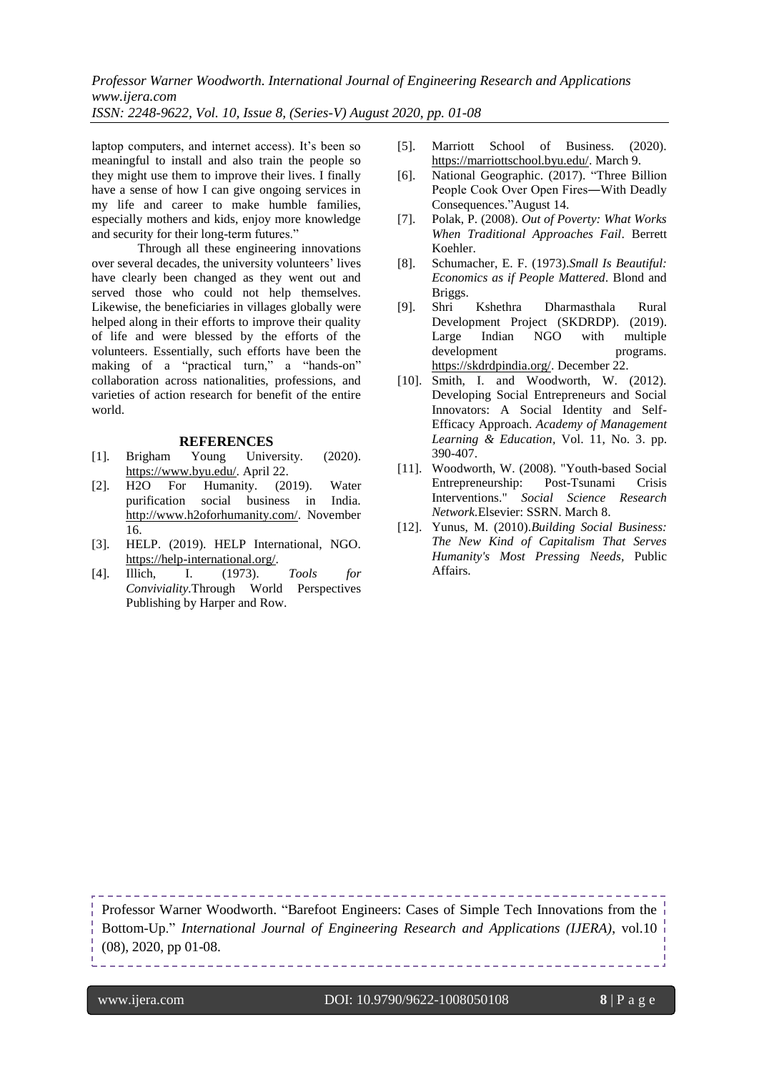laptop computers, and internet access). It's been so meaningful to install and also train the people so they might use them to improve their lives. I finally have a sense of how I can give ongoing services in my life and career to make humble families, especially mothers and kids, enjoy more knowledge and security for their long-term futures."

Through all these engineering innovations over several decades, the university volunteers' lives have clearly been changed as they went out and served those who could not help themselves. Likewise, the beneficiaries in villages globally were helped along in their efforts to improve their quality of life and were blessed by the efforts of the volunteers. Essentially, such efforts have been the making of a "practical turn," a "hands-on" collaboration across nationalities, professions, and varieties of action research for benefit of the entire world.

## REFERENCES

[1]. Brigham Young University. (2020). https://www.byu.edu/. April 22.

[2]. H2O For Humanity. (2019). Water purification social business in India. http://www.h2oforhumanity.com/. November 16.

[3]. HELP. (2019). HELP International, NGO. https://help-international.org/.

[4]. Illich, I. (1973). *Tools for Conviviality*.Through World Perspectives Publishing by Harper and Row.

[5]. Marriott School of Business. (2020). https://marriottschool.byu.edu/. March 9.

[6]. National Geographic. (2017). "Three Billion People Cook Over Open Fires―With Deadly Consequences."August 14.

[7]. Polak, P. (2008). *Out of Poverty: What Works When Traditional Approaches Fail*. Berrett Koehler.

[8]. Schumacher, E. F. (1973).*Small Is Beautiful: Economics as if People Mattered*. Blond and Briggs.

[9]. Shri Kshethra Dharmasthala Rural Development Project (SKDRDP). (2019). Large Indian NGO with multiple development programs. https://skdrdpindia.org/. December 22.

[10]. Smith, I. and Woodworth, W. (2012). Developing Social Entrepreneurs and Social Innovators: A Social Identity and Self-Efficacy Approach. *Academy of Management Learning & Education*, Vol. 11, No. 3. pp. 390-407.

[11]. Woodworth, W. (2008). "Youth-based Social Entrepreneurship: Post-Tsunami Crisis Interventions." *Social Science Research Network*.Elsevier: SSRN. March 8.

[12]. Yunus, M. (2010).*Building Social Business: The New Kind of Capitalism That Serves Humanity's Most Pressing Needs*, Public Affairs.

Professor Warner Woodworth. "Barefoot Engineers: Cases of Simple Tech Innovations from the Bottom-Up." *International Journal of Engineering Research and Applications (IJERA)*, vol.10 (08), 2020, pp 01-08.